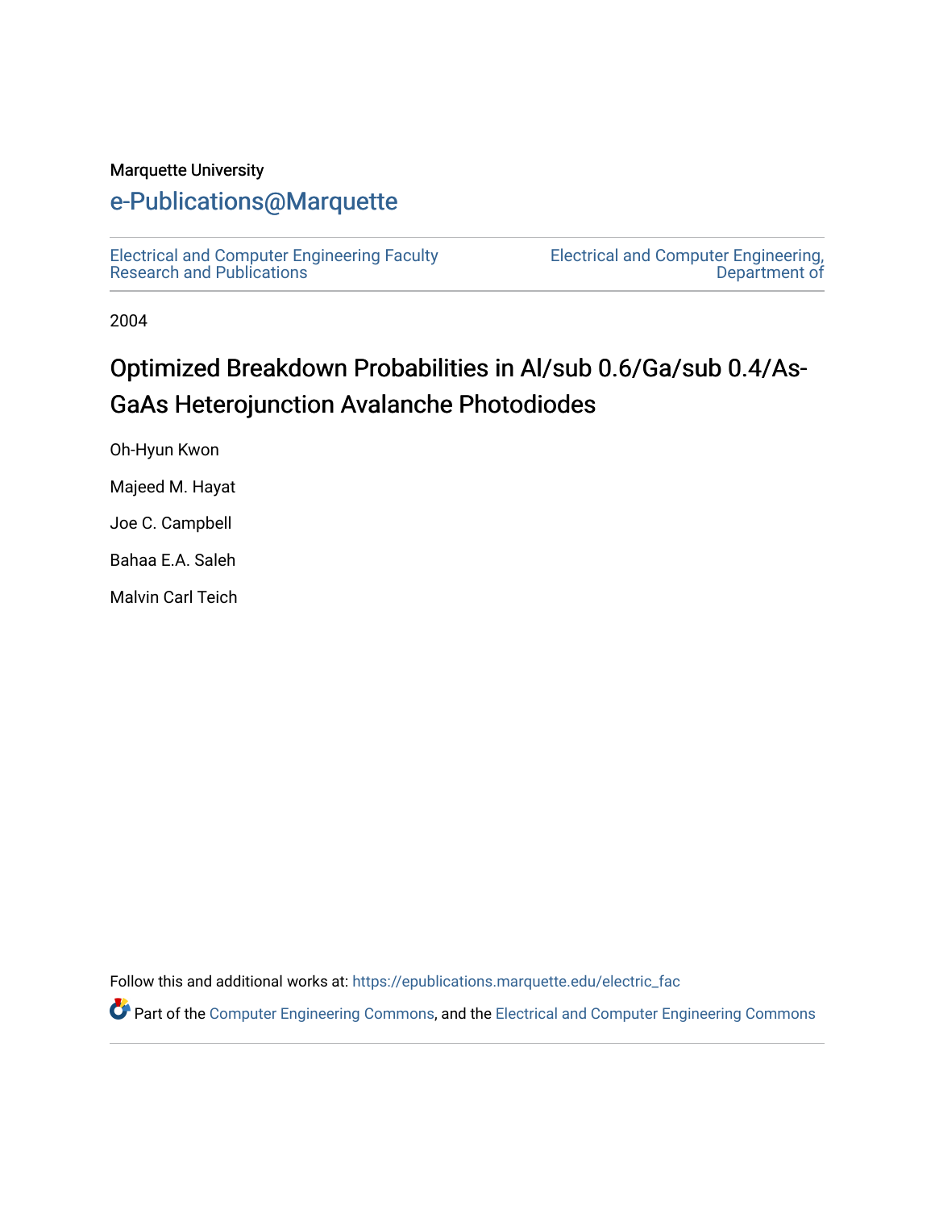Marquette University

# e-Publications@Marquette

Electrical and Computer Engineering Faculty Research and Publications

Electrical and Computer Engineering, Department of

2004

# Optimized Breakdown Probabilities in Al/sub 0.6/Ga/sub 0.4/As-GaAs Heterojunction Avalanche Photodiodes

Oh-Hyun Kwon

Majeed M. Hayat

Joe C. Campbell

Bahaa E.A. Saleh

Malvin Carl Teich

Follow this and additional works at: https://epublications.marquette.edu/electric_fac

Part of the Computer Engineering Commons, and the Electrical and Computer Engineering Commons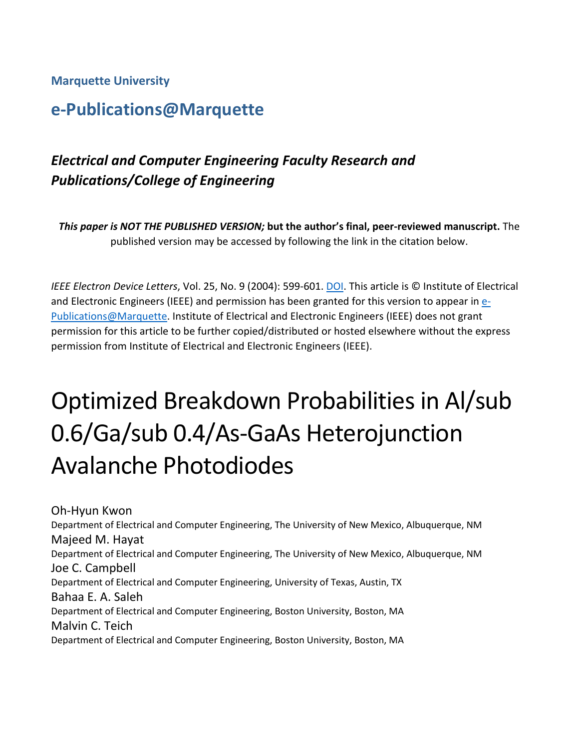**Marquette University**

## e-Publications@Marquette

### *Electrical and Computer Engineering Faculty Research and Publications/College of Engineering*

***This paper is NOT THE PUBLISHED VERSION;* but the author's final, peer-reviewed manuscript.** The published version may be accessed by following the link in the citation below.

*IEEE Electron Device Letters*, Vol. 25, No. 9 (2004): 599-601. DOI. This article is © Institute of Electrical and Electronic Engineers (IEEE) and permission has been granted for this version to appear in e-Publications@Marquette. Institute of Electrical and Electronic Engineers (IEEE) does not grant permission for this article to be further copied/distributed or hosted elsewhere without the express permission from Institute of Electrical and Electronic Engineers (IEEE).

# Optimized Breakdown Probabilities in Al/sub 0.6/Ga/sub 0.4/As-GaAs Heterojunction Avalanche Photodiodes

Oh-Hyun Kwon
Department of Electrical and Computer Engineering, The University of New Mexico, Albuquerque, NM

Majeed M. Hayat
Department of Electrical and Computer Engineering, The University of New Mexico, Albuquerque, NM

Joe C. Campbell
Department of Electrical and Computer Engineering, University of Texas, Austin, TX

Bahaa E. A. Saleh
Department of Electrical and Computer Engineering, Boston University, Boston, MA

Malvin C. Teich
Department of Electrical and Computer Engineering, Boston University, Boston, MA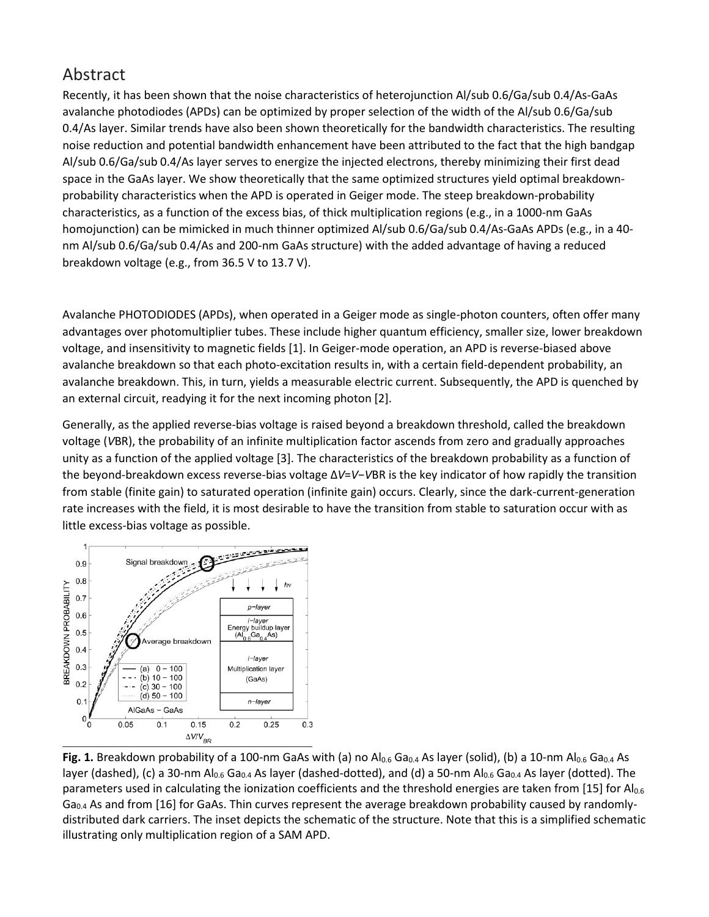## Abstract

Recently, it has been shown that the noise characteristics of heterojunction Al/sub 0.6/Ga/sub 0.4/As-GaAs avalanche photodiodes (APDs) can be optimized by proper selection of the width of the Al/sub 0.6/Ga/sub 0.4/As layer. Similar trends have also been shown theoretically for the bandwidth characteristics. The resulting noise reduction and potential bandwidth enhancement have been attributed to the fact that the high bandgap Al/sub 0.6/Ga/sub 0.4/As layer serves to energize the injected electrons, thereby minimizing their first dead space in the GaAs layer. We show theoretically that the same optimized structures yield optimal breakdown-probability characteristics when the APD is operated in Geiger mode. The steep breakdown-probability characteristics, as a function of the excess bias, of thick multiplication regions (e.g., in a 1000-nm GaAs homojunction) can be mimicked in much thinner optimized Al/sub 0.6/Ga/sub 0.4/As-GaAs APDs (e.g., in a 40-nm Al/sub 0.6/Ga/sub 0.4/As and 200-nm GaAs structure) with the added advantage of having a reduced breakdown voltage (e.g., from 36.5 V to 13.7 V).

Avalanche PHOTODIODES (APDs), when operated in a Geiger mode as single-photon counters, often offer many advantages over photomultiplier tubes. These include higher quantum efficiency, smaller size, lower breakdown voltage, and insensitivity to magnetic fields [1]. In Geiger-mode operation, an APD is reverse-biased above avalanche breakdown so that each photo-excitation results in, with a certain field-dependent probability, an avalanche breakdown. This, in turn, yields a measurable electric current. Subsequently, the APD is quenched by an external circuit, readying it for the next incoming photon [2].

Generally, as the applied reverse-bias voltage is raised beyond a breakdown threshold, called the breakdown voltage ($V_{BR}$), the probability of an infinite multiplication factor ascends from zero and gradually approaches unity as a function of the applied voltage [3]. The characteristics of the breakdown probability as a function of the beyond-breakdown excess reverse-bias voltage $\Delta V = V - V_{BR}$ is the key indicator of how rapidly the transition from stable (finite gain) to saturated operation (infinite gain) occurs. Clearly, since the dark-current-generation rate increases with the field, it is most desirable to have the transition from stable to saturation occur with as little excess-bias voltage as possible.

**Fig. 1.** Breakdown probability of a 100-nm GaAs with (a) no $Al_{0.6}Ga_{0.4}As$ layer (solid), (b) a 10-nm $Al_{0.6}Ga_{0.4}As$ layer (dashed), (c) a 30-nm $Al_{0.6}Ga_{0.4}As$ layer (dashed-dotted), and (d) a 50-nm $Al_{0.6}Ga_{0.4}As$ layer (dotted). The parameters used in calculating the ionization coefficients and the threshold energies are taken from [15] for $Al_{0.6}Ga_{0.4}As$ and from [16] for GaAs. Thin curves represent the average breakdown probability caused by randomly-distributed dark carriers. The inset depicts the schematic of the structure. Note that this is a simplified schematic illustrating only multiplication region of a SAM APD.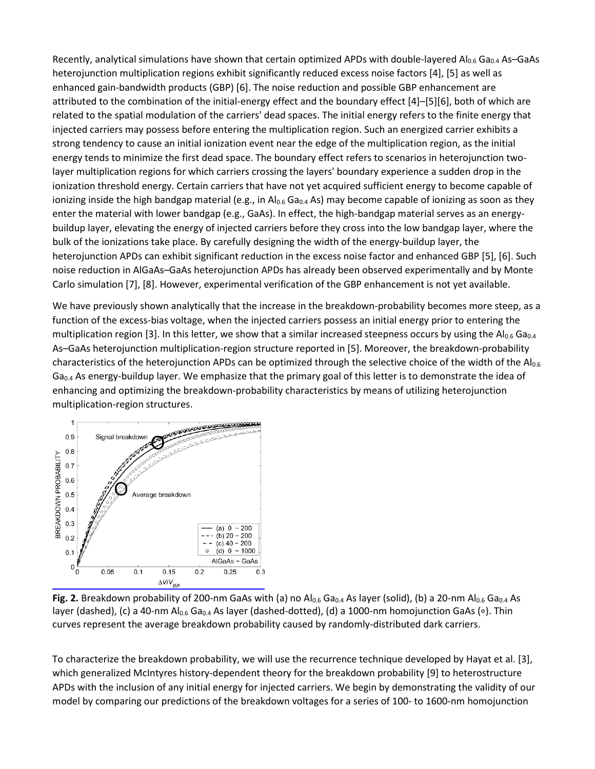Recently, analytical simulations have shown that certain optimized APDs with double-layered $Al_{0.6}Ga_{0.4}As$–GaAs heterojunction multiplication regions exhibit significantly reduced excess noise factors [4], [5] as well as enhanced gain-bandwidth products (GBP) [6]. The noise reduction and possible GBP enhancement are attributed to the combination of the initial-energy effect and the boundary effect [4]–[5][6], both of which are related to the spatial modulation of the carriers' dead spaces. The initial energy refers to the finite energy that injected carriers may possess before entering the multiplication region. Such an energized carrier exhibits a strong tendency to cause an initial ionization event near the edge of the multiplication region, as the initial energy tends to minimize the first dead space. The boundary effect refers to scenarios in heterojunction two-layer multiplication regions for which carriers crossing the layers' boundary experience a sudden drop in the ionization threshold energy. Certain carriers that have not yet acquired sufficient energy to become capable of ionizing inside the high bandgap material (e.g., in $Al_{0.6}Ga_{0.4}As$) may become capable of ionizing as soon as they enter the material with lower bandgap (e.g., GaAs). In effect, the high-bandgap material serves as an energy-buildup layer, elevating the energy of injected carriers before they cross into the low bandgap layer, where the bulk of the ionizations take place. By carefully designing the width of the energy-buildup layer, the heterojunction APDs can exhibit significant reduction in the excess noise factor and enhanced GBP [5], [6]. Such noise reduction in AlGaAs–GaAs heterojunction APDs has already been observed experimentally and by Monte Carlo simulation [7], [8]. However, experimental verification of the GBP enhancement is not yet available.

We have previously shown analytically that the increase in the breakdown-probability becomes more steep, as a function of the excess-bias voltage, when the injected carriers possess an initial energy prior to entering the multiplication region [3]. In this letter, we show that a similar increased steepness occurs by using the $Al_{0.6}Ga_{0.4}As$–GaAs heterojunction multiplication-region structure reported in [5]. Moreover, the breakdown-probability characteristics of the heterojunction APDs can be optimized through the selective choice of the width of the $Al_{0.6}Ga_{0.4}As$ energy-buildup layer. We emphasize that the primary goal of this letter is to demonstrate the idea of enhancing and optimizing the breakdown-probability characteristics by means of utilizing heterojunction multiplication-region structures.

**Fig. 2.** Breakdown probability of 200-nm GaAs with (a) no $Al_{0.6}Ga_{0.4}As$ layer (solid), (b) a 20-nm $Al_{0.6}Ga_{0.4}As$ layer (dashed), (c) a 40-nm $Al_{0.6}Ga_{0.4}As$ layer (dashed-dotted), (d) a 1000-nm homojunction GaAs (∘). Thin curves represent the average breakdown probability caused by randomly-distributed dark carriers.

To characterize the breakdown probability, we will use the recurrence technique developed by Hayat et al. [3], which generalized McIntyres history-dependent theory for the breakdown probability [9] to heterostructure APDs with the inclusion of any initial energy for injected carriers. We begin by demonstrating the validity of our model by comparing our predictions of the breakdown voltages for a series of 100- to 1600-nm homojunction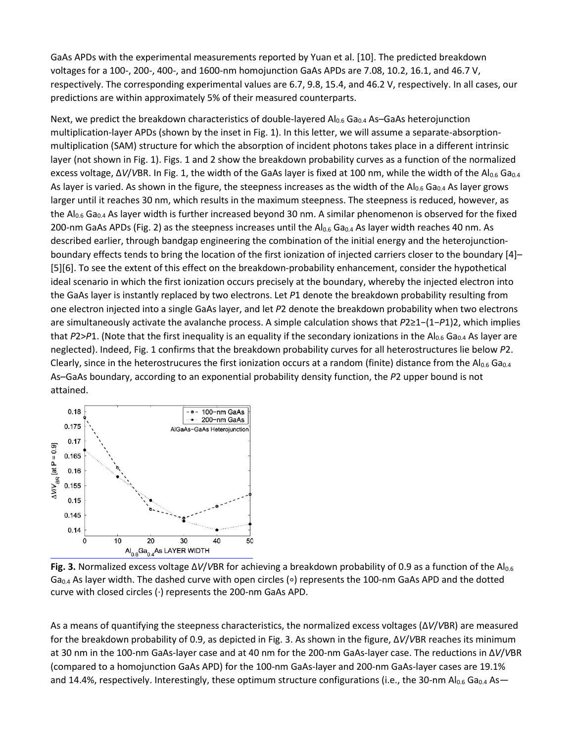GaAs APDs with the experimental measurements reported by Yuan et al. [10]. The predicted breakdown voltages for a 100-, 200-, 400-, and 1600-nm homojunction GaAs APDs are 7.08, 10.2, 16.1, and 46.7 V, respectively. The corresponding experimental values are 6.7, 9.8, 15.4, and 46.2 V, respectively. In all cases, our predictions are within approximately 5% of their measured counterparts.

Next, we predict the breakdown characteristics of double-layered $Al_{0.6}Ga_{0.4}As$–GaAs heterojunction multiplication-layer APDs (shown by the inset in Fig. 1). In this letter, we will assume a separate-absorption-multiplication (SAM) structure for which the absorption of incident photons takes place in a different intrinsic layer (not shown in Fig. 1). Figs. 1 and 2 show the breakdown probability curves as a function of the normalized excess voltage, $\Delta V/V_{BR}$. In Fig. 1, the width of the GaAs layer is fixed at 100 nm, while the width of the $Al_{0.6}Ga_{0.4}As$ layer is varied. As shown in the figure, the steepness increases as the width of the $Al_{0.6}Ga_{0.4}As$ layer grows larger until it reaches 30 nm, which results in the maximum steepness. The steepness is reduced, however, as the $Al_{0.6}Ga_{0.4}As$ layer width is further increased beyond 30 nm. A similar phenomenon is observed for the fixed 200-nm GaAs APDs (Fig. 2) as the steepness increases until the $Al_{0.6}Ga_{0.4}As$ layer width reaches 40 nm. As described earlier, through bandgap engineering the combination of the initial energy and the heterojunction-boundary effects tends to bring the location of the first ionization of injected carriers closer to the boundary [4]–[5][6]. To see the extent of this effect on the breakdown-probability enhancement, consider the hypothetical ideal scenario in which the first ionization occurs precisely at the boundary, whereby the injected electron into the GaAs layer is instantly replaced by two electrons. Let $P1$ denote the breakdown probability resulting from one electron injected into a single GaAs layer, and let $P2$ denote the breakdown probability when two electrons are simultaneously activate the avalanche process. A simple calculation shows that $P2 \geq 1-(1-P1)^2$, which implies that $P2>P1$. (Note that the first inequality is an equality if the secondary ionizations in the $Al_{0.6}Ga_{0.4}As$ layer are neglected). Indeed, Fig. 1 confirms that the breakdown probability curves for all heterostructures lie below $P2$. Clearly, since in the heterostrucures the first ionization occurs at a random (finite) distance from the $Al_{0.6}Ga_{0.4}As$–GaAs boundary, according to an exponential probability density function, the $P2$ upper bound is not attained.

**Fig. 3.** Normalized excess voltage $\Delta V/V_{BR}$ for achieving a breakdown probability of 0.9 as a function of the $Al_{0.6}Ga_{0.4}As$ layer width. The dashed curve with open circles (∘) represents the 100-nm GaAs APD and the dotted curve with closed circles (·) represents the 200-nm GaAs APD.

As a means of quantifying the steepness characteristics, the normalized excess voltages ($\Delta V/V_{BR}$) are measured for the breakdown probability of 0.9, as depicted in Fig. 3. As shown in the figure, $\Delta V/V_{BR}$ reaches its minimum at 30 nm in the 100-nm GaAs-layer case and at 40 nm for the 200-nm GaAs-layer case. The reductions in $\Delta V/V_{BR}$ (compared to a homojunction GaAs APD) for the 100-nm GaAs-layer and 200-nm GaAs-layer cases are 19.1% and 14.4%, respectively. Interestingly, these optimum structure configurations (i.e., the 30-nm $Al_{0.6}Ga_{0.4}As$—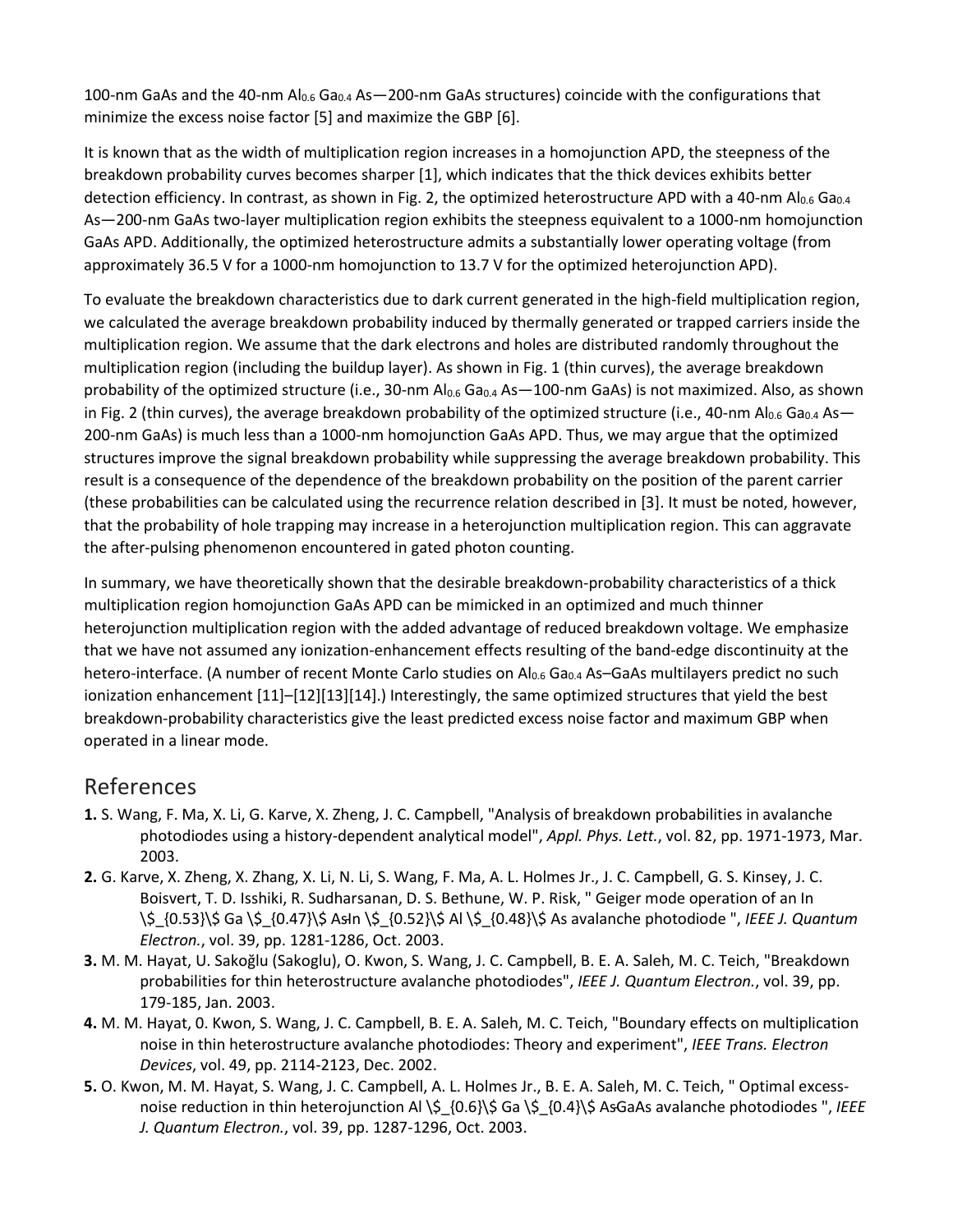100-nm GaAs and the 40-nm $Al_{0.6}Ga_{0.4}As$—200-nm GaAs structures) coincide with the configurations that minimize the excess noise factor [5] and maximize the GBP [6].

It is known that as the width of multiplication region increases in a homojunction APD, the steepness of the breakdown probability curves becomes sharper [1], which indicates that the thick devices exhibits better detection efficiency. In contrast, as shown in Fig. 2, the optimized heterostructure APD with a 40-nm $Al_{0.6}Ga_{0.4}As$—200-nm GaAs two-layer multiplication region exhibits the steepness equivalent to a 1000-nm homojunction GaAs APD. Additionally, the optimized heterostructure admits a substantially lower operating voltage (from approximately 36.5 V for a 1000-nm homojunction to 13.7 V for the optimized heterojunction APD).

To evaluate the breakdown characteristics due to dark current generated in the high-field multiplication region, we calculated the average breakdown probability induced by thermally generated or trapped carriers inside the multiplication region. We assume that the dark electrons and holes are distributed randomly throughout the multiplication region (including the buildup layer). As shown in Fig. 1 (thin curves), the average breakdown probability of the optimized structure (i.e., 30-nm $Al_{0.6}Ga_{0.4}As$—100-nm GaAs) is not maximized. Also, as shown in Fig. 2 (thin curves), the average breakdown probability of the optimized structure (i.e., 40-nm $Al_{0.6}Ga_{0.4}As$—200-nm GaAs) is much less than a 1000-nm homojunction GaAs APD. Thus, we may argue that the optimized structures improve the signal breakdown probability while suppressing the average breakdown probability. This result is a consequence of the dependence of the breakdown probability on the position of the parent carrier (these probabilities can be calculated using the recurrence relation described in [3]. It must be noted, however, that the probability of hole trapping may increase in a heterojunction multiplication region. This can aggravate the after-pulsing phenomenon encountered in gated photon counting.

In summary, we have theoretically shown that the desirable breakdown-probability characteristics of a thick multiplication region homojunction GaAs APD can be mimicked in an optimized and much thinner heterojunction multiplication region with the added advantage of reduced breakdown voltage. We emphasize that we have not assumed any ionization-enhancement effects resulting of the band-edge discontinuity at the hetero-interface. (A number of recent Monte Carlo studies on $Al_{0.6}Ga_{0.4}As$–GaAs multilayers predict no such ionization enhancement [11]–[12][13][14].) Interestingly, the same optimized structures that yield the best breakdown-probability characteristics give the least predicted excess noise factor and maximum GBP when operated in a linear mode.

## References

1. S. Wang, F. Ma, X. Li, G. Karve, X. Zheng, J. C. Campbell, "Analysis of breakdown probabilities in avalanche photodiodes using a history-dependent analytical model", *Appl. Phys. Lett.*, vol. 82, pp. 1971-1973, Mar. 2003.
2. G. Karve, X. Zheng, X. Zhang, X. Li, N. Li, S. Wang, F. Ma, A. L. Holmes Jr., J. C. Campbell, G. S. Kinsey, J. C. Boisvert, T. D. Isshiki, R. Sudharsanan, D. S. Bethune, W. P. Risk, " Geiger mode operation of an In \$_{0.53}\$ Ga \$_{0.47}\$ As-In \$_{0.52}\$ Al \$_{0.48}\$ As avalanche photodiode ", *IEEE J. Quantum Electron.*, vol. 39, pp. 1281-1286, Oct. 2003.
3. M. M. Hayat, U. Sakoğlu (Sakoglu), O. Kwon, S. Wang, J. C. Campbell, B. E. A. Saleh, M. C. Teich, "Breakdown probabilities for thin heterostructure avalanche photodiodes", *IEEE J. Quantum Electron.*, vol. 39, pp. 179-185, Jan. 2003.
4. M. M. Hayat, 0. Kwon, S. Wang, J. C. Campbell, B. E. A. Saleh, M. C. Teich, "Boundary effects on multiplication noise in thin heterostructure avalanche photodiodes: Theory and experiment", *IEEE Trans. Electron Devices*, vol. 49, pp. 2114-2123, Dec. 2002.
5. O. Kwon, M. M. Hayat, S. Wang, J. C. Campbell, A. L. Holmes Jr., B. E. A. Saleh, M. C. Teich, " Optimal excess-noise reduction in thin heterojunction Al \$_{0.6}\$ Ga \$_{0.4}\$ As-GaAs avalanche photodiodes ", *IEEE J. Quantum Electron.*, vol. 39, pp. 1287-1296, Oct. 2003.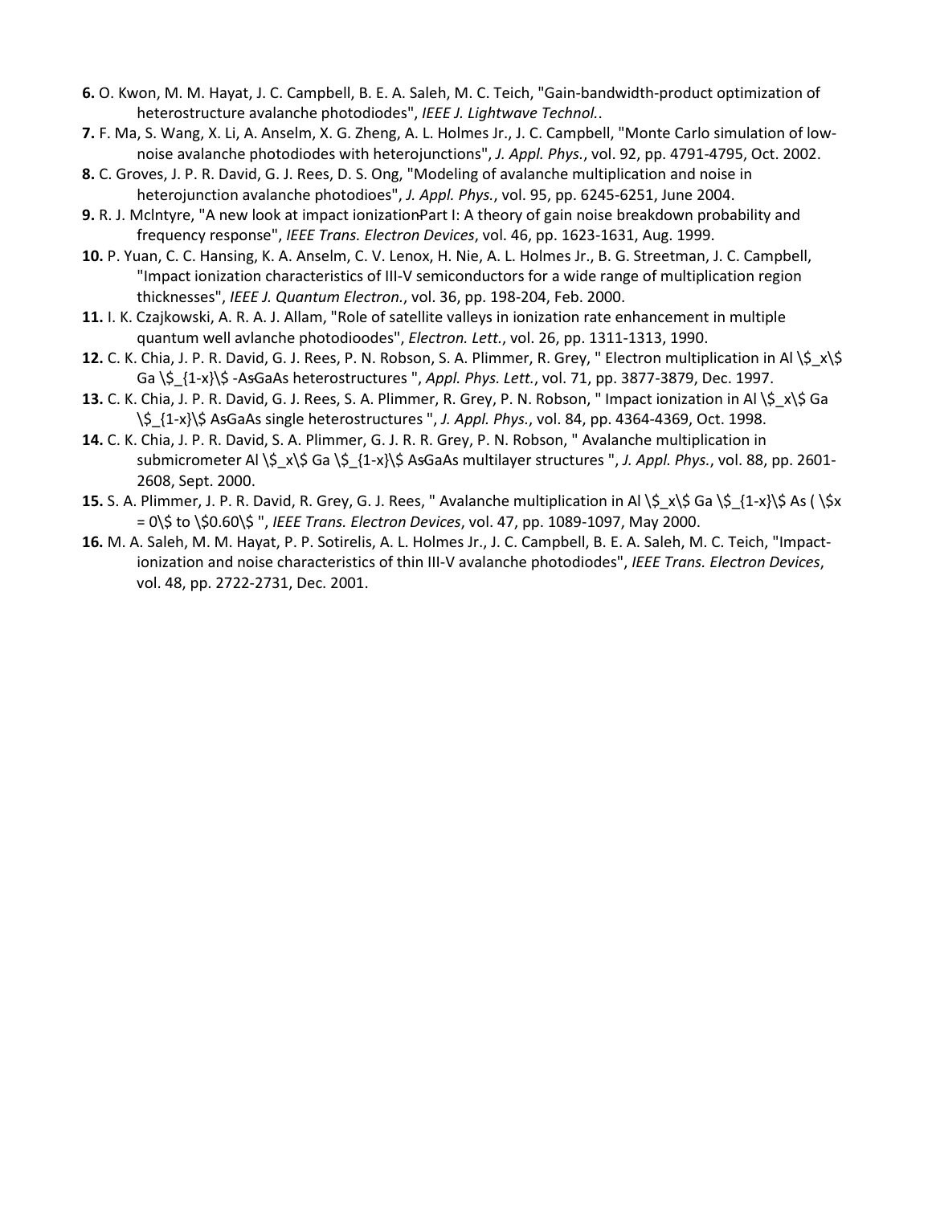**6.** O. Kwon, M. M. Hayat, J. C. Campbell, B. E. A. Saleh, M. C. Teich, "Gain-bandwidth-product optimization of heterostructure avalanche photodiodes", *IEEE J. Lightwave Technol.*.

**7.** F. Ma, S. Wang, X. Li, A. Anselm, X. G. Zheng, A. L. Holmes Jr., J. C. Campbell, "Monte Carlo simulation of low-noise avalanche photodiodes with heterojunctions", *J. Appl. Phys.*, vol. 92, pp. 4791-4795, Oct. 2002.

**8.** C. Groves, J. P. R. David, G. J. Rees, D. S. Ong, "Modeling of avalanche multiplication and noise in heterojunction avalanche photodioes", *J. Appl. Phys.*, vol. 95, pp. 6245-6251, June 2004.

**9.** R. J. McIntyre, "A new look at impact ionization-Part I: A theory of gain noise breakdown probability and frequency response", *IEEE Trans. Electron Devices*, vol. 46, pp. 1623-1631, Aug. 1999.

**10.** P. Yuan, C. C. Hansing, K. A. Anselm, C. V. Lenox, H. Nie, A. L. Holmes Jr., B. G. Streetman, J. C. Campbell, "Impact ionization characteristics of III-V semiconductors for a wide range of multiplication region thicknesses", *IEEE J. Quantum Electron.*, vol. 36, pp. 198-204, Feb. 2000.

**11.** I. K. Czajkowski, A. R. A. J. Allam, "Role of satellite valleys in ionization rate enhancement in multiple quantum well avlanche photodioodes", *Electron. Lett.*, vol. 26, pp. 1311-1313, 1990.

**12.** C. K. Chia, J. P. R. David, G. J. Rees, P. N. Robson, S. A. Plimmer, R. Grey, " Electron multiplication in Al $_x$ Ga $_{1-x}$ -As-GaAs heterostructures ", *Appl. Phys. Lett.*, vol. 71, pp. 3877-3879, Dec. 1997.

**13.** C. K. Chia, J. P. R. David, G. J. Rees, S. A. Plimmer, R. Grey, P. N. Robson, " Impact ionization in Al $_x$ Ga $_{1-x}$ As-GaAs single heterostructures ", *J. Appl. Phys.*, vol. 84, pp. 4364-4369, Oct. 1998.

**14.** C. K. Chia, J. P. R. David, S. A. Plimmer, G. J. R. R. Grey, P. N. Robson, " Avalanche multiplication in submicrometer Al $_x$ Ga $_{1-x}$ As-GaAs multilayer structures ", *J. Appl. Phys.*, vol. 88, pp. 2601-2608, Sept. 2000.

**15.** S. A. Plimmer, J. P. R. David, R. Grey, G. J. Rees, " Avalanche multiplication in Al $_x$ Ga $_{1-x}$ As ( $x = 0$ to $0.60$ ", *IEEE Trans. Electron Devices*, vol. 47, pp. 1089-1097, May 2000.

**16.** M. A. Saleh, M. M. Hayat, P. P. Sotirelis, A. L. Holmes Jr., J. C. Campbell, B. E. A. Saleh, M. C. Teich, "Impact-ionization and noise characteristics of thin III-V avalanche photodiodes", *IEEE Trans. Electron Devices*, vol. 48, pp. 2722-2731, Dec. 2001.